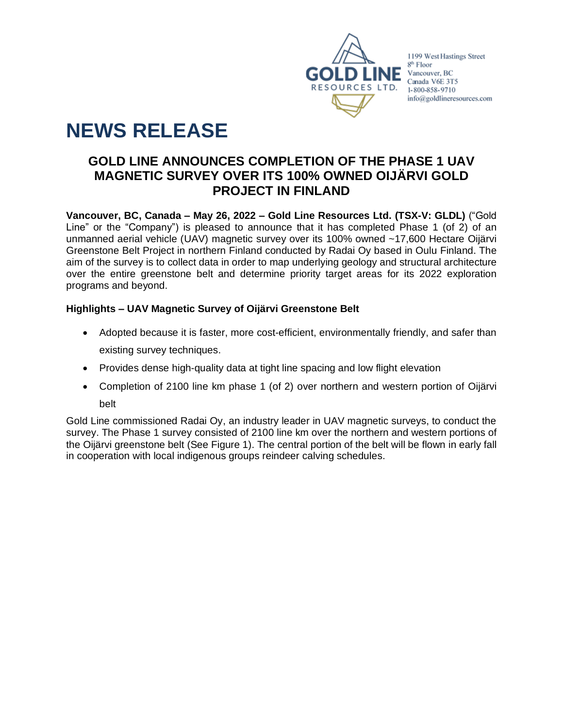GOLD LINE RESOURCES LTD.

1199 West Hastings Street
8th Floor
Vancouver, BC
Canada V6E 3T5
1-800-858-9710
info@goldlineresources.com

# NEWS RELEASE

## GOLD LINE ANNOUNCES COMPLETION OF THE PHASE 1 UAV MAGNETIC SURVEY OVER ITS 100% OWNED OIJÄRVI GOLD PROJECT IN FINLAND

**Vancouver, BC, Canada – May 26, 2022 – Gold Line Resources Ltd. (TSX-V: GLDL)** ("Gold Line" or the "Company") is pleased to announce that it has completed Phase 1 (of 2) of an unmanned aerial vehicle (UAV) magnetic survey over its 100% owned ~17,600 Hectare Oijärvi Greenstone Belt Project in northern Finland conducted by Radai Oy based in Oulu Finland. The aim of the survey is to collect data in order to map underlying geology and structural architecture over the entire greenstone belt and determine priority target areas for its 2022 exploration programs and beyond.

**Highlights – UAV Magnetic Survey of Oijärvi Greenstone Belt**

- Adopted because it is faster, more cost-efficient, environmentally friendly, and safer than existing survey techniques.
- Provides dense high-quality data at tight line spacing and low flight elevation
- Completion of 2100 line km phase 1 (of 2) over northern and western portion of Oijärvi belt

Gold Line commissioned Radai Oy, an industry leader in UAV magnetic surveys, to conduct the survey. The Phase 1 survey consisted of 2100 line km over the northern and western portions of the Oijärvi greenstone belt (See Figure 1). The central portion of the belt will be flown in early fall in cooperation with local indigenous groups reindeer calving schedules.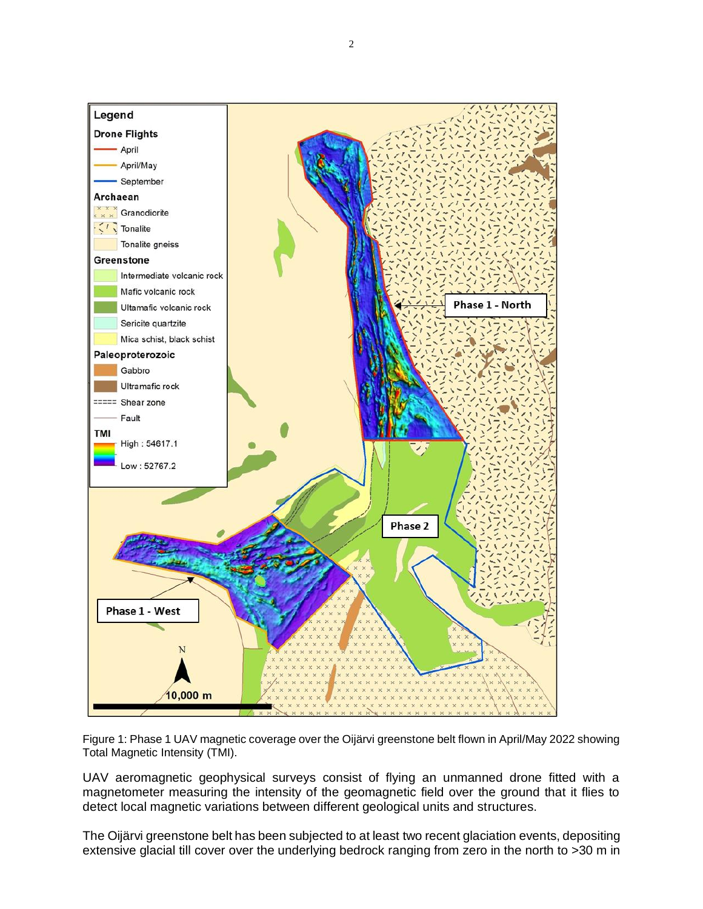Figure 1: Phase 1 UAV magnetic coverage over the Oijärvi greenstone belt flown in April/May 2022 showing Total Magnetic Intensity (TMI).

UAV aeromagnetic geophysical surveys consist of flying an unmanned drone fitted with a magnetometer measuring the intensity of the geomagnetic field over the ground that it flies to detect local magnetic variations between different geological units and structures.

The Oijärvi greenstone belt has been subjected to at least two recent glaciation events, depositing extensive glacial till cover over the underlying bedrock ranging from zero in the north to >30 m in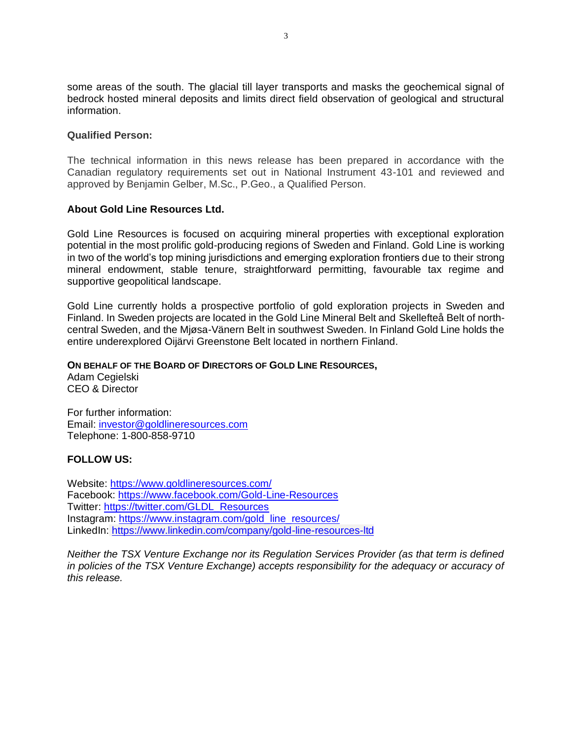some areas of the south. The glacial till layer transports and masks the geochemical signal of bedrock hosted mineral deposits and limits direct field observation of geological and structural information.

**Qualified Person:**

The technical information in this news release has been prepared in accordance with the Canadian regulatory requirements set out in National Instrument 43-101 and reviewed and approved by Benjamin Gelber, M.Sc., P.Geo., a Qualified Person.

**About Gold Line Resources Ltd.**

Gold Line Resources is focused on acquiring mineral properties with exceptional exploration potential in the most prolific gold-producing regions of Sweden and Finland. Gold Line is working in two of the world's top mining jurisdictions and emerging exploration frontiers due to their strong mineral endowment, stable tenure, straightforward permitting, favourable tax regime and supportive geopolitical landscape.

Gold Line currently holds a prospective portfolio of gold exploration projects in Sweden and Finland. In Sweden projects are located in the Gold Line Mineral Belt and Skellefteå Belt of north-central Sweden, and the Mjøsa-Vänern Belt in southwest Sweden. In Finland Gold Line holds the entire underexplored Oijärvi Greenstone Belt located in northern Finland.

**ON BEHALF OF THE BOARD OF DIRECTORS OF GOLD LINE RESOURCES,**
Adam Cegielski
CEO & Director

For further information:
Email: investor@goldlineresources.com
Telephone: 1-800-858-9710

**FOLLOW US:**

Website: https://www.goldlineresources.com/
Facebook: https://www.facebook.com/Gold-Line-Resources
Twitter: https://twitter.com/GLDL_Resources
Instagram: https://www.instagram.com/gold_line_resources/
LinkedIn: https://www.linkedin.com/company/gold-line-resources-ltd

*Neither the TSX Venture Exchange nor its Regulation Services Provider (as that term is defined in policies of the TSX Venture Exchange) accepts responsibility for the adequacy or accuracy of this release.*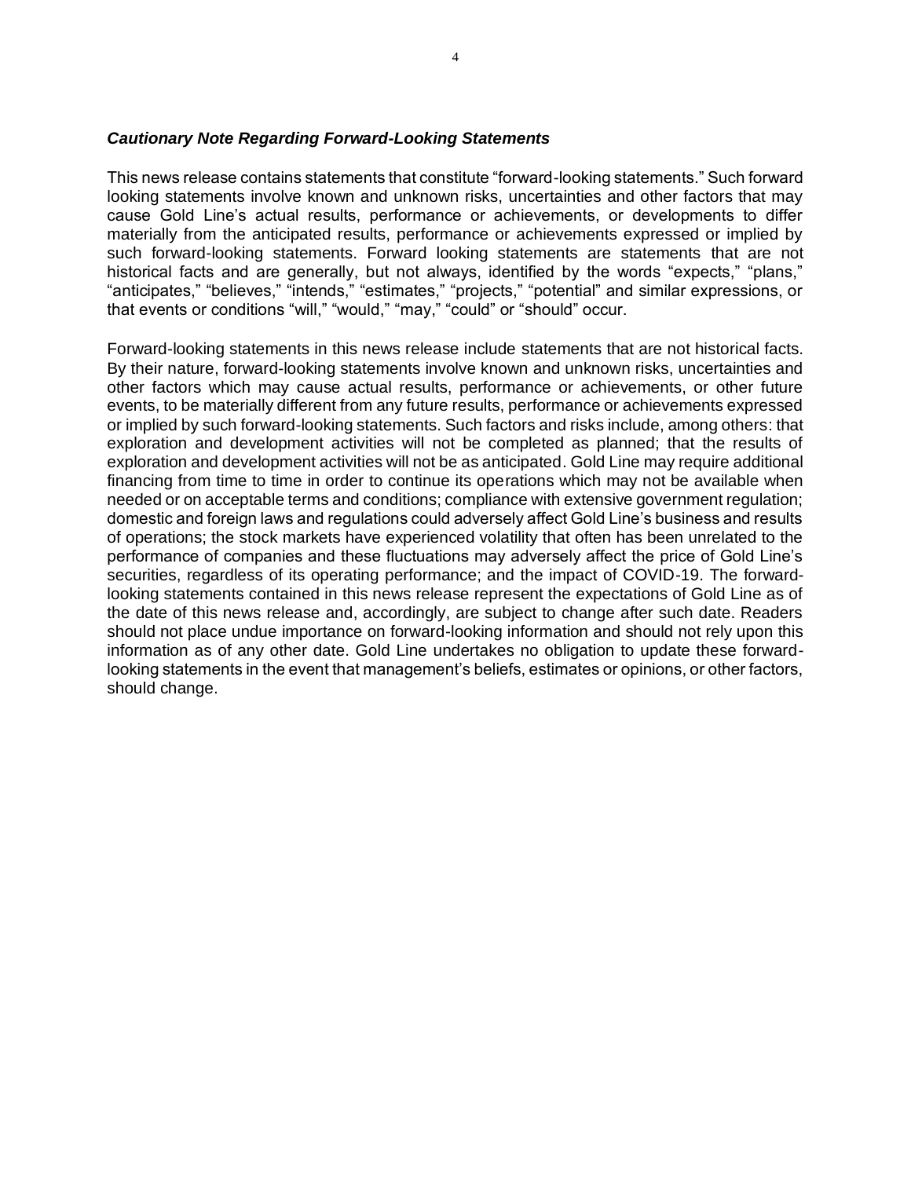***Cautionary Note Regarding Forward-Looking Statements***

This news release contains statements that constitute “forward-looking statements.” Such forward looking statements involve known and unknown risks, uncertainties and other factors that may cause Gold Line’s actual results, performance or achievements, or developments to differ materially from the anticipated results, performance or achievements expressed or implied by such forward-looking statements. Forward looking statements are statements that are not historical facts and are generally, but not always, identified by the words “expects,” “plans,” “anticipates,” “believes,” “intends,” “estimates,” “projects,” “potential” and similar expressions, or that events or conditions “will,” “would,” “may,” “could” or “should” occur.

Forward-looking statements in this news release include statements that are not historical facts. By their nature, forward-looking statements involve known and unknown risks, uncertainties and other factors which may cause actual results, performance or achievements, or other future events, to be materially different from any future results, performance or achievements expressed or implied by such forward-looking statements. Such factors and risks include, among others: that exploration and development activities will not be completed as planned; that the results of exploration and development activities will not be as anticipated. Gold Line may require additional financing from time to time in order to continue its operations which may not be available when needed or on acceptable terms and conditions; compliance with extensive government regulation; domestic and foreign laws and regulations could adversely affect Gold Line’s business and results of operations; the stock markets have experienced volatility that often has been unrelated to the performance of companies and these fluctuations may adversely affect the price of Gold Line’s securities, regardless of its operating performance; and the impact of COVID-19. The forward-looking statements contained in this news release represent the expectations of Gold Line as of the date of this news release and, accordingly, are subject to change after such date. Readers should not place undue importance on forward-looking information and should not rely upon this information as of any other date. Gold Line undertakes no obligation to update these forward-looking statements in the event that management’s beliefs, estimates or opinions, or other factors, should change.